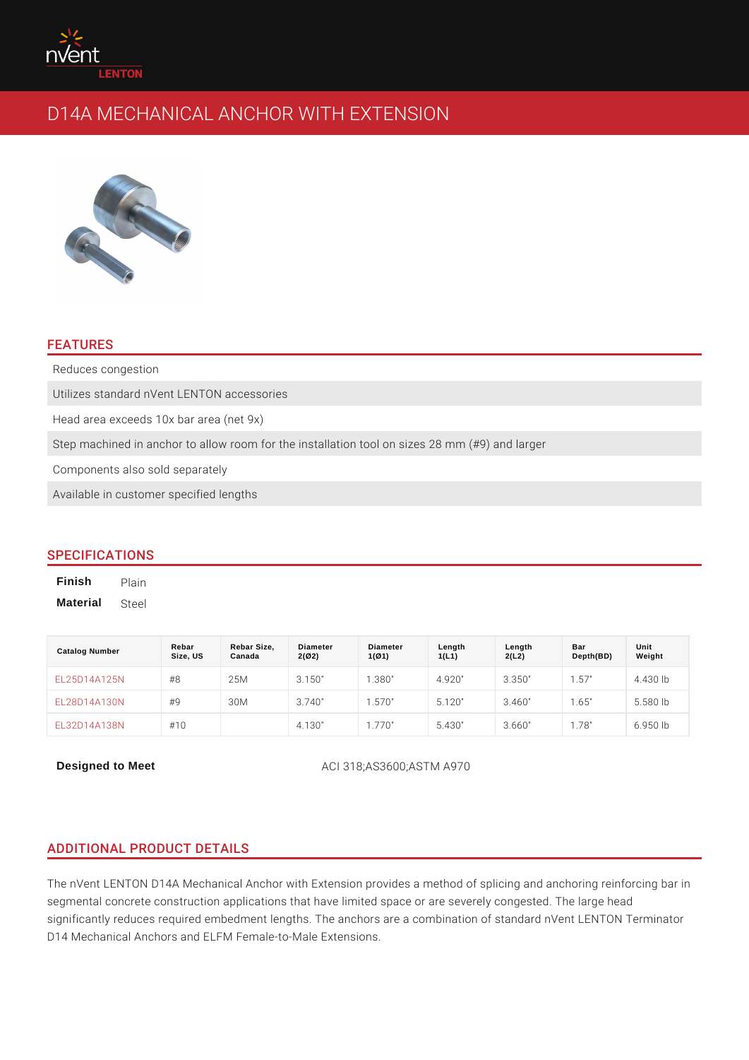# D14A MECHANICAL ANCHOR WITH EXTENSION

## FEATURES

- Reduces congestion
- Utilizes standard nVent LENTON accessories
- Head area exceeds 10x bar area (net 9x)
- Step machined in anchor to allow room for the installation tool on sizes 28 mm (#9) and larger
- Components also sold separately
- Available in customer specified lengths

## SPECIFICATIONS

**Finish** Plain

**Material** Steel

| Catalog Number | Rebar Size, US | Rebar Size, Canada | Diameter 2(Ø2) | Diameter 1(Ø1) | Length 1(L1) | Length 2(L2) | Bar Depth(BD) | Unit Weight |
|---|---|---|---|---|---|---|---|---|
| EL25D14A125N | #8 | 25M | 3.150" | 1.380" | 4.920" | 3.350" | 1.57" | 4.430 lb |
| EL28D14A130N | #9 | 30M | 3.740" | 1.570" | 5.120" | 3.460" | 1.65" | 5.580 lb |
| EL32D14A138N | #10 | | 4.130" | 1.770" | 5.430" | 3.660" | 1.78" | 6.950 lb |

**Designed to Meet** ACI 318;AS3600;ASTM A970

## ADDITIONAL PRODUCT DETAILS

The nVent LENTON D14A Mechanical Anchor with Extension provides a method of splicing and anchoring reinforcing bar in segmental concrete construction applications that have limited space or are severely congested. The large head significantly reduces required embedment lengths. The anchors are a combination of standard nVent LENTON Terminator D14 Mechanical Anchors and ELFM Female-to-Male Extensions.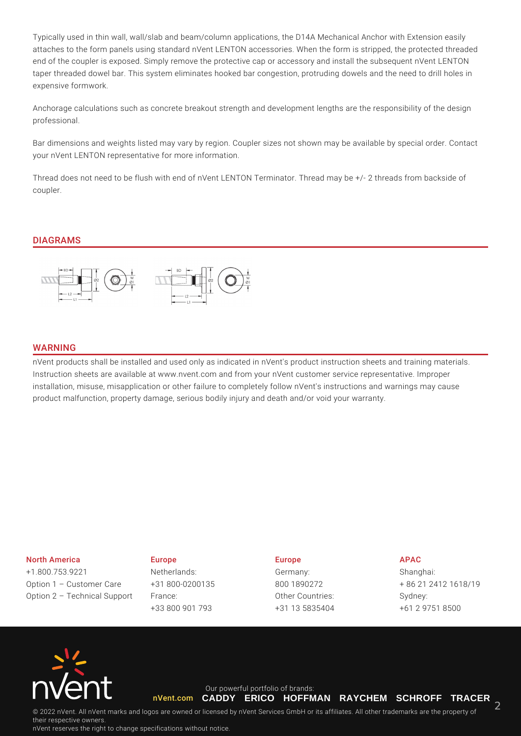Typically used in thin wall, wall/slab and beam/column applications, the D14A Mechanical Anchor with Extension easily attaches to the form panels using standard nVent LENTON accessories. When the form is stripped, the protected threaded end of the coupler is exposed. Simply remove the protective cap or accessory and install the subsequent nVent LENTON taper threaded dowel bar. This system eliminates hooked bar congestion, protruding dowels and the need to drill holes in expensive formwork.

Anchorage calculations such as concrete breakout strength and development lengths are the responsibility of the design professional.

Bar dimensions and weights listed may vary by region. Coupler sizes not shown may be available by special order. Contact your nVent LENTON representative for more information.

Thread does not need to be flush with end of nVent LENTON Terminator. Thread may be +/- 2 threads from backside of coupler.

## DIAGRAMS

BD
L2
L1
Ø2
W
Ø1

BD
L2
L1
Ø2
W
Ø1

## WARNING

nVent products shall be installed and used only as indicated in nVent's product instruction sheets and training materials. Instruction sheets are available at www.nvent.com and from your nVent customer service representative. Improper installation, misuse, misapplication or other failure to completely follow nVent's instructions and warnings may cause product malfunction, property damage, serious bodily injury and death and/or void your warranty.

**North America**
+1.800.753.9221
Option 1 – Customer Care
Option 2 – Technical Support

**Europe**
Netherlands:
+31 800-0200135
France:
+33 800 901 793

**Europe**
Germany:
800 1890272
Other Countries:
+31 13 5835404

**APAC**
Shanghai:
+ 86 21 2412 1618/19
Sydney:
+61 2 9751 8500

nVent

Our powerful portfolio of brands:
nVent.com CADDY ERICO HOFFMAN RAYCHEM SCHROFF TRACER

© 2022 nVent. All nVent marks and logos are owned or licensed by nVent Services GmbH or its affiliates. All other trademarks are the property of their respective owners.
nVent reserves the right to change specifications without notice.